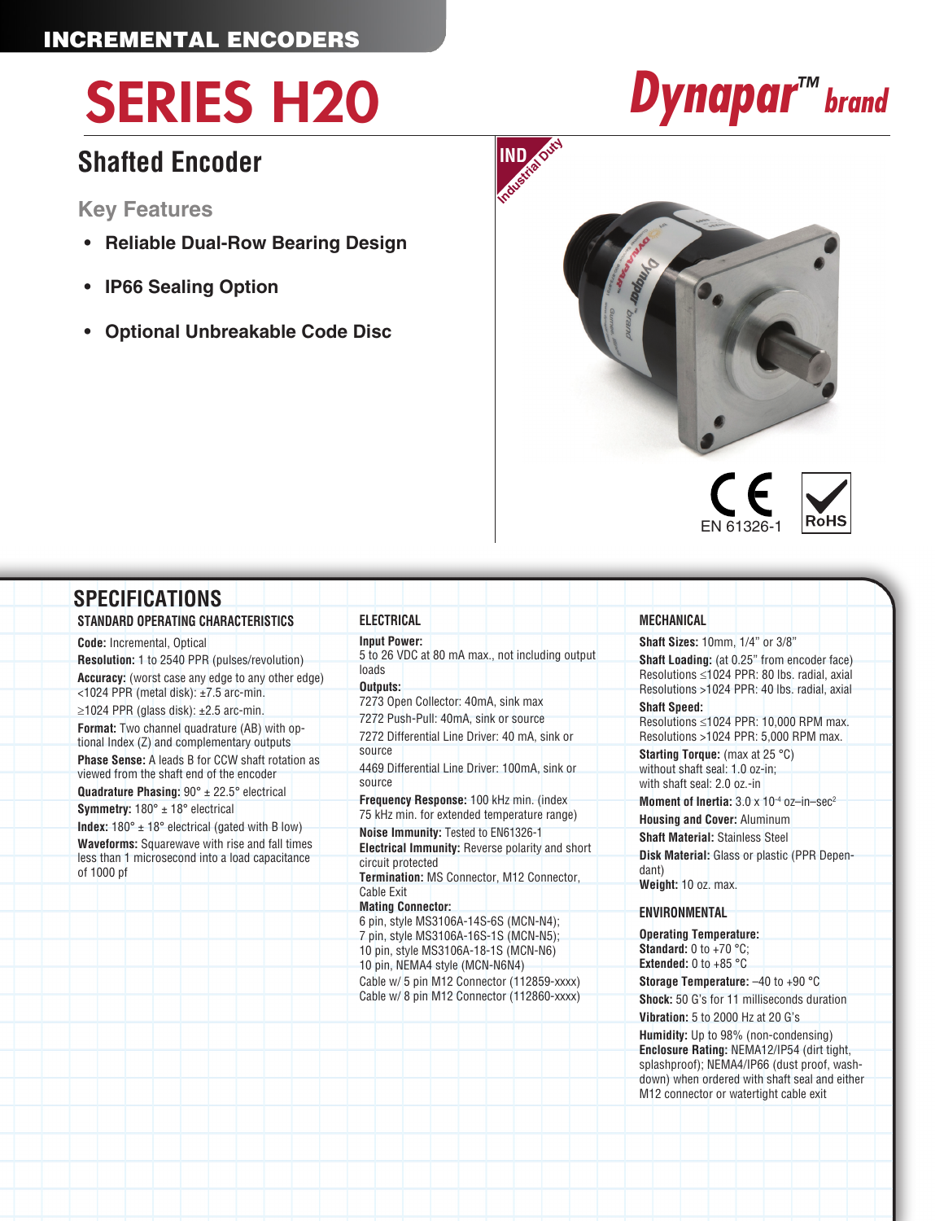INCREMENTAL ENCODERS

# SERIES H20

Dynapar™ brand

## Shafted Encoder

### Key Features

- **Reliable Dual-Row Bearing Design**
- **IP66 Sealing Option**
- **Optional Unbreakable Code Disc**

IND Industrial Duty

EN 61326-1

RoHS

## SPECIFICATIONS

### STANDARD OPERATING CHARACTERISTICS

**Code:** Incremental, Optical

**Resolution:** 1 to 2540 PPR (pulses/revolution)

**Accuracy:** (worst case any edge to any other edge)
<1024 PPR (metal disk): ±7.5 arc-min.
≥1024 PPR (glass disk): ±2.5 arc-min.

**Format:** Two channel quadrature (AB) with optional Index (Z) and complementary outputs

**Phase Sense:** A leads B for CCW shaft rotation as viewed from the shaft end of the encoder

**Quadrature Phasing:** 90° ± 22.5° electrical

**Symmetry:** 180° ± 18° electrical

**Index:** 180° ± 18° electrical (gated with B low)

**Waveforms:** Squarewave with rise and fall times less than 1 microsecond into a load capacitance of 1000 pf

### ELECTRICAL

**Input Power:**
5 to 26 VDC at 80 mA max., not including output loads

**Outputs:**
7273 Open Collector: 40mA, sink max
7272 Push-Pull: 40mA, sink or source
7272 Differential Line Driver: 40 mA, sink or source
4469 Differential Line Driver: 100mA, sink or source

**Frequency Response:** 100 kHz min. (index 75 kHz min. for extended temperature range)

**Noise Immunity:** Tested to EN61326-1

**Electrical Immunity:** Reverse polarity and short circuit protected

**Termination:** MS Connector, M12 Connector, Cable Exit

**Mating Connector:**
6 pin, style MS3106A-14S-6S (MCN-N4);
7 pin, style MS3106A-16S-1S (MCN-N5);
10 pin, style MS3106A-18-1S (MCN-N6)
10 pin, NEMA4 style (MCN-N6N4)
Cable w/ 5 pin M12 Connector (112859-xxxx)
Cable w/ 8 pin M12 Connector (112860-xxxx)

### MECHANICAL

**Shaft Sizes:** 10mm, 1/4" or 3/8"

**Shaft Loading:** (at 0.25" from encoder face)
Resolutions ≤1024 PPR: 80 lbs. radial, axial
Resolutions >1024 PPR: 40 lbs. radial, axial

**Shaft Speed:**
Resolutions ≤1024 PPR: 10,000 RPM max.
Resolutions >1024 PPR: 5,000 RPM max.

**Starting Torque:** (max at 25 °C)
without shaft seal: 1.0 oz-in;
with shaft seal: 2.0 oz.-in

**Moment of Inertia:** $3.0 \times 10^{-4}$ oz–in–sec$^2$

**Housing and Cover:** Aluminum

**Shaft Material:** Stainless Steel

**Disk Material:** Glass or plastic (PPR Dependant)

**Weight:** 10 oz. max.

### ENVIRONMENTAL

**Operating Temperature:**
**Standard:** 0 to +70 °C;
**Extended:** 0 to +85 °C

**Storage Temperature:** –40 to +90 °C

**Shock:** 50 G's for 11 milliseconds duration

**Vibration:** 5 to 2000 Hz at 20 G's

**Humidity:** Up to 98% (non-condensing)

**Enclosure Rating:** NEMA12/IP54 (dirt tight, splashproof); NEMA4/IP66 (dust proof, washdown) when ordered with shaft seal and either M12 connector or watertight cable exit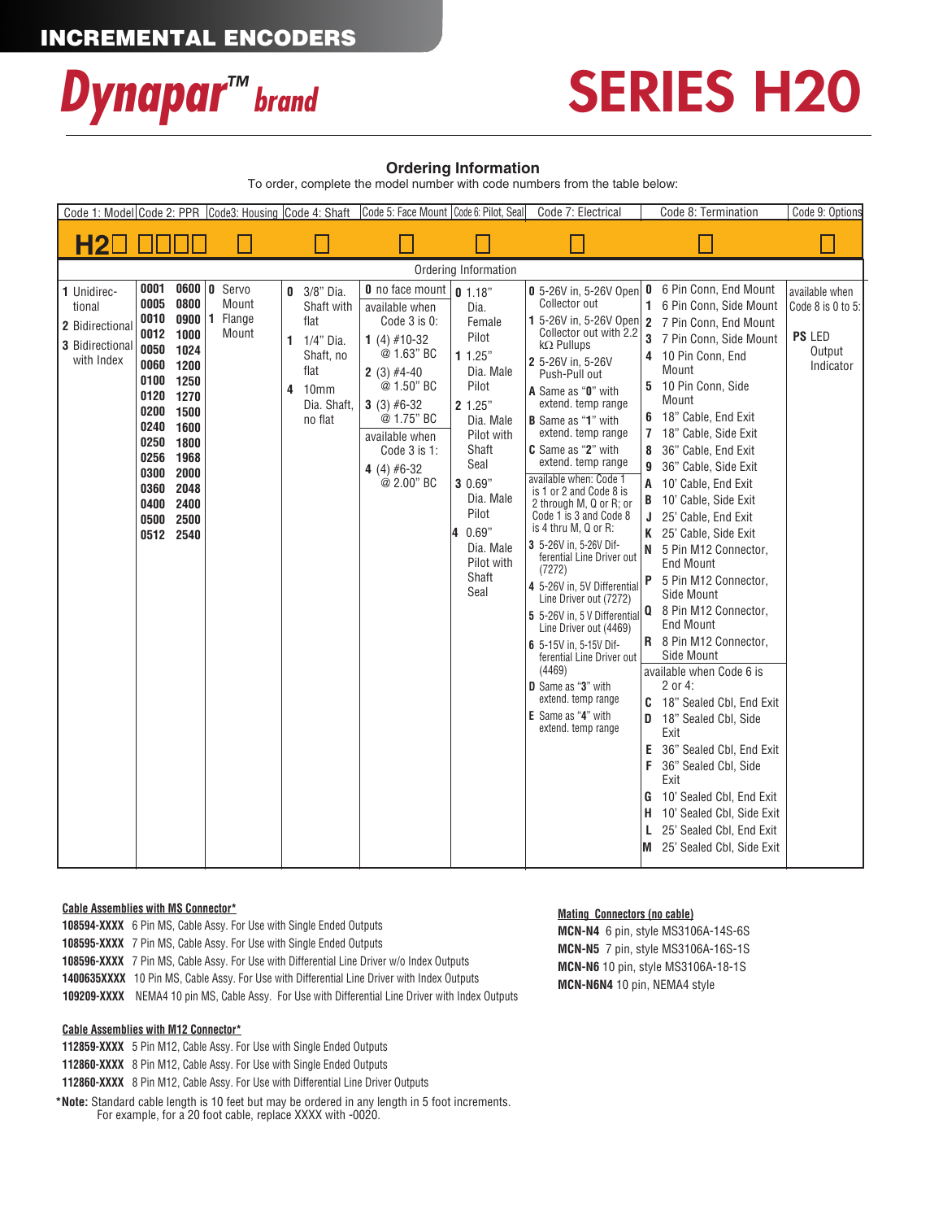# INCREMENTAL ENCODERS

# Dynapar™ brand

# SERIES H20

## Ordering Information

To order, complete the model number with code numbers from the table below:

| Code 1: Model | Code 2: PPR | Code3: Housing | Code 4: Shaft | Code 5: Face Mount | Code 6: Pilot, Seal | Code 7: Electrical | Code 8: Termination | Code 9: Options |
|---|---|---|---|---|---|---|---|---|
| H2☐ | ☐☐☐☐ | ☐ | ☐ | ☐ | ☐ | ☐ | ☐ | ☐ |
| **1** Unidirectional<br>**2** Bidirectional<br>**3** Bidirectional with Index | **0001** **0600**<br>**0005** **0800**<br>**0010** **0900**<br>**0012** **1000**<br>**0050** **1024**<br>**0060** **1200**<br>**0100** **1250**<br>**0120** **1270**<br>**0200** **1500**<br>**0240** **1600**<br>**0250** **1800**<br>**0256** **1968**<br>**0300** **2000**<br>**0360** **2048**<br>**0400** **2400**<br>**0500** **2500**<br>**0512** **2540** | **0** Servo Mount<br>**1** Flange Mount | **0** 3/8" Dia. Shaft with flat<br>**1** 1/4" Dia. Shaft, no flat<br>**4** 10mm Dia. Shaft, no flat | **0** no face mount<br>available when Code 3 is 0:<br>**1** (4) #10-32 @ 1.63" BC<br>**2** (3) #4-40 @ 1.50" BC<br>**3** (3) #6-32 @ 1.75" BC<br>available when Code 3 is 1:<br>**4** (4) #6-32 @ 2.00" BC | **0** 1.18" Dia. Female Pilot<br>**1** 1.25" Dia. Male Pilot<br>**2** 1.25" Dia. Male Pilot with Shaft Seal<br>**3** 0.69" Dia. Male Pilot<br>**4** 0.69" Dia. Male Pilot with Shaft Seal | **0** 5-26V in, 5-26V Open Collector out<br>**1** 5-26V in, 5-26V Open Collector out with 2.2 kΩ Pullups<br>**2** 5-26V in, 5-26V Push-Pull out<br>**A** Same as "**0**" with extend. temp range<br>**B** Same as "**1**" with extend. temp range<br>**C** Same as "**2**" with extend. temp range<br>available when: Code 1 is 1 or 2 and Code 8 is 2 through M, Q or R; or Code 1 is 3 and Code 8 is 4 thru M, Q or R:<br>**3** 5-26V in, 5-26V Differential Line Driver out (7272)<br>**4** 5-26V in, 5V Differential Line Driver out (7272)<br>**5** 5-26V in, 5 V Differential Line Driver out (4469)<br>**6** 5-15V in, 5-15V Differential Line Driver out (4469)<br>**D** Same as "**3**" with extend. temp range<br>**E** Same as "**4**" with extend. temp range | **0** 6 Pin Conn, End Mount<br>**1** 6 Pin Conn, Side Mount<br>**2** 7 Pin Conn, End Mount<br>**3** 7 Pin Conn, Side Mount<br>**4** 10 Pin Conn, End Mount<br>**5** 10 Pin Conn, Side Mount<br>**6** 18" Cable, End Exit<br>**7** 18" Cable, Side Exit<br>**8** 36" Cable, End Exit<br>**9** 36" Cable, Side Exit<br>**A** 10' Cable, End Exit<br>**B** 10' Cable, Side Exit<br>**J** 25' Cable, End Exit<br>**K** 25' Cable, Side Exit<br>**N** 5 Pin M12 Connector, End Mount<br>**P** 5 Pin M12 Connector, Side Mount<br>**Q** 8 Pin M12 Connector, End Mount<br>**R** 8 Pin M12 Connector, Side Mount<br>available when Code 6 is 2 or 4:<br>**C** 18" Sealed Cbl, End Exit<br>**D** 18" Sealed Cbl, Side Exit<br>**E** 36" Sealed Cbl, End Exit<br>**F** 36" Sealed Cbl, Side Exit<br>**G** 10' Sealed Cbl, End Exit<br>**H** 10' Sealed Cbl, Side Exit<br>**L** 25' Sealed Cbl, End Exit<br>**M** 25' Sealed Cbl, Side Exit | available when Code 8 is 0 to 5:<br>**PS** LED Output Indicator |

**Cable Assemblies with MS Connector***

**108594-XXXX** 6 Pin MS, Cable Assy. For Use with Single Ended Outputs
**108595-XXXX** 7 Pin MS, Cable Assy. For Use with Single Ended Outputs
**108596-XXXX** 7 Pin MS, Cable Assy. For Use with Differential Line Driver w/o Index Outputs
**1400635XXXX** 10 Pin MS, Cable Assy. For Use with Differential Line Driver with Index Outputs
**109209-XXXX** NEMA4 10 pin MS, Cable Assy. For Use with Differential Line Driver with Index Outputs

**Cable Assemblies with M12 Connector***

**112859-XXXX** 5 Pin M12, Cable Assy. For Use with Single Ended Outputs
**112860-XXXX** 8 Pin M12, Cable Assy. For Use with Single Ended Outputs
**112860-XXXX** 8 Pin M12, Cable Assy. For Use with Differential Line Driver Outputs

***Note:** Standard cable length is 10 feet but may be ordered in any length in 5 foot increments. For example, for a 20 foot cable, replace XXXX with -0020.

**Mating Connectors (no cable)**

**MCN-N4** 6 pin, style MS3106A-14S-6S
**MCN-N5** 7 pin, style MS3106A-16S-1S
**MCN-N6** 10 pin, style MS3106A-18-1S
**MCN-N6N4** 10 pin, NEMA4 style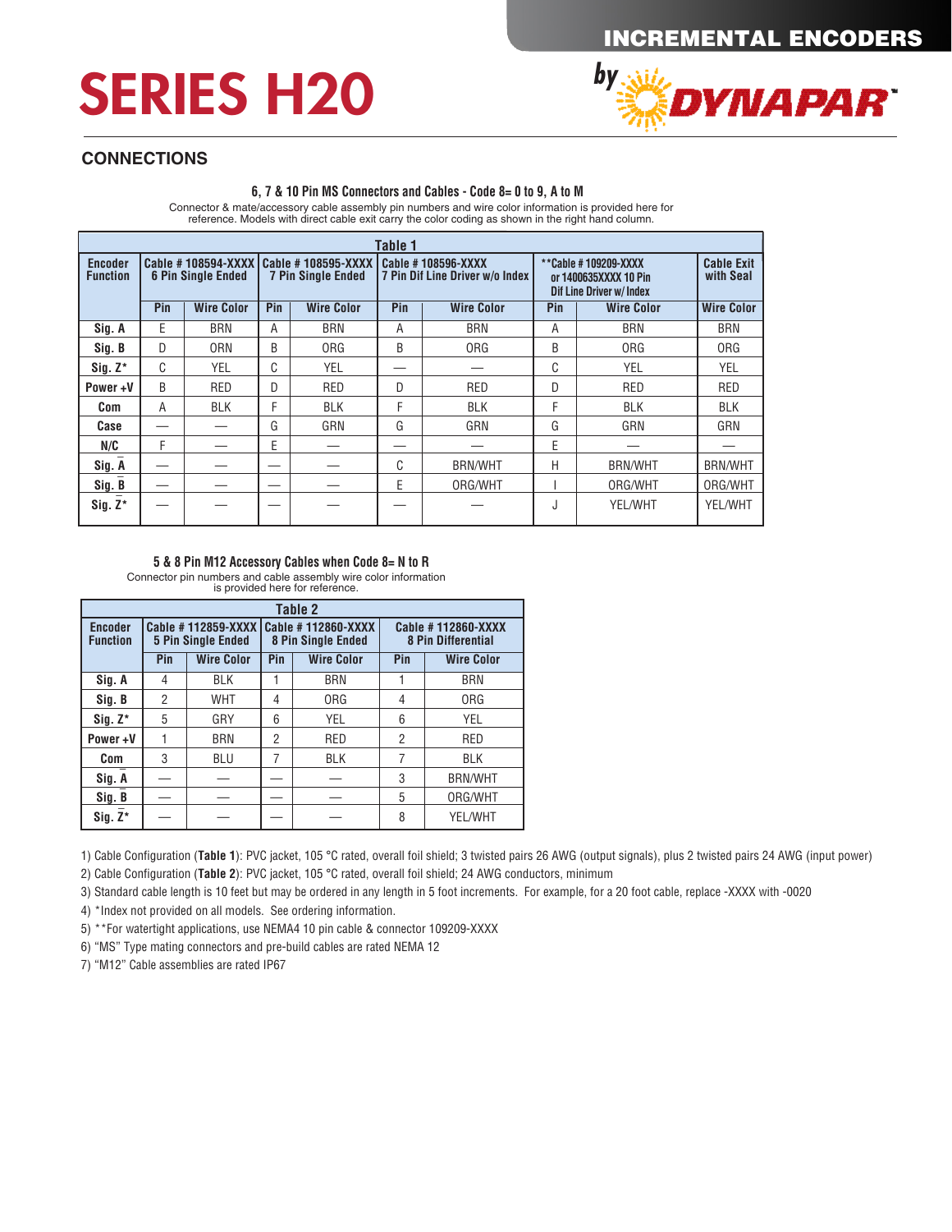# SERIES H20

## CONNECTIONS

### 6, 7 & 10 Pin MS Connectors and Cables - Code 8= 0 to 9, A to M

Connector & mate/accessory cable assembly pin numbers and wire color information is provided here for reference. Models with direct cable exit carry the color coding as shown in the right hand column.

| Table 1 | | | | | | | | | |
|---|---|---|---|---|---|---|---|---|---|
| Encoder Function | Cable # 108594-XXXX 6 Pin Single Ended | | Cable # 108595-XXXX 7 Pin Single Ended | | Cable # 108596-XXXX 7 Pin Dif Line Driver w/o Index | | **Cable # 109209-XXXX or 1400635XXXX 10 Pin Dif Line Driver w/ Index | | Cable Exit with Seal |
| | Pin | Wire Color | Pin | Wire Color | Pin | Wire Color | Pin | Wire Color | Wire Color |
| Sig. A | E | BRN | A | BRN | A | BRN | A | BRN | BRN |
| Sig. B | D | ORN | B | ORG | B | ORG | B | ORG | ORG |
| Sig. Z* | C | YEL | C | YEL | — | — | C | YEL | YEL |
| Power +V | B | RED | D | RED | D | RED | D | RED | RED |
| Com | A | BLK | F | BLK | F | BLK | F | BLK | BLK |
| Case | — | — | G | GRN | G | GRN | G | GRN | GRN |
| N/C | F | — | E | — | — | — | E | — | — |
| Sig. $\overline{A}$ | — | — | — | — | C | BRN/WHT | H | BRN/WHT | BRN/WHT |
| Sig. $\overline{B}$ | — | — | — | — | E | ORG/WHT | I | ORG/WHT | ORG/WHT |
| Sig. $\overline{Z}$* | — | — | — | — | — | — | J | YEL/WHT | YEL/WHT |

### 5 & 8 Pin M12 Accessory Cables when Code 8= N to R

Connector pin numbers and cable assembly wire color information is provided here for reference.

| Table 2 | | | | | | |
|---|---|---|---|---|---|---|
| Encoder Function | Cable # 112859-XXXX 5 Pin Single Ended | | Cable # 112860-XXXX 8 Pin Single Ended | | Cable # 112860-XXXX 8 Pin Differential | |
| | Pin | Wire Color | Pin | Wire Color | Pin | Wire Color |
| Sig. A | 4 | BLK | 1 | BRN | 1 | BRN |
| Sig. B | 2 | WHT | 4 | ORG | 4 | ORG |
| Sig. Z* | 5 | GRY | 6 | YEL | 6 | YEL |
| Power +V | 1 | BRN | 2 | RED | 2 | RED |
| Com | 3 | BLU | 7 | BLK | 7 | BLK |
| Sig. $\overline{A}$ | — | — | — | — | 3 | BRN/WHT |
| Sig. $\overline{B}$ | — | — | — | — | 5 | ORG/WHT |
| Sig. $\overline{Z}$* | — | — | — | — | 8 | YEL/WHT |

1) Cable Configuration (**Table 1**): PVC jacket, 105 °C rated, overall foil shield; 3 twisted pairs 26 AWG (output signals), plus 2 twisted pairs 24 AWG (input power)
2) Cable Configuration (**Table 2**): PVC jacket, 105 °C rated, overall foil shield; 24 AWG conductors, minimum
3) Standard cable length is 10 feet but may be ordered in any length in 5 foot increments. For example, for a 20 foot cable, replace -XXXX with -0020
4) *Index not provided on all models. See ordering information.
5) **For watertight applications, use NEMA4 10 pin cable & connector 109209-XXXX
6) "MS" Type mating connectors and pre-build cables are rated NEMA 12
7) "M12" Cable assemblies are rated IP67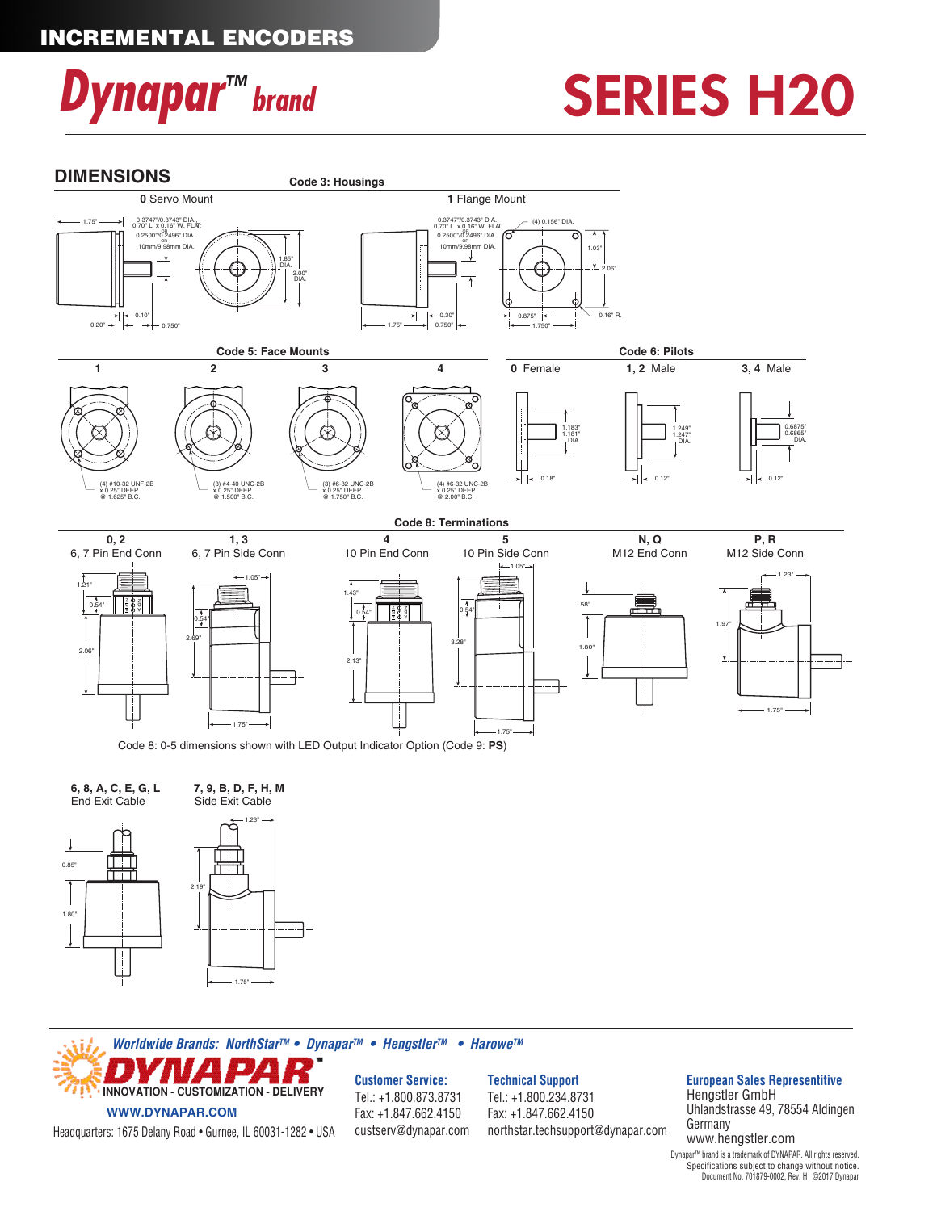# Dynapar™ brand SERIES H20

## DIMENSIONS

### Code 3: Housings

**0** Servo Mount

1.75"
0.3747"/0.3743" DIA.
0.70" L. x 0.16" W. FLAT
OR
0.2500"/0.2496" DIA.
OR
10mm/9.98mm DIA.
1.85" DIA.
2.00" DIA.
0.10"
0.20"
0.750"

**1** Flange Mount

0.3747"/0.3743" DIA.
0.70" L. x 0.16" W. FLAT
OR
0.2500"/0.2496" DIA.
OR
10mm/9.98mm DIA.
(4) 0.156" DIA.
1.03"
2.06"
0.30"
1.75"
0.750"
0.875"
1.750"
0.16" R.

### Code 5: Face Mounts

**1**
(4) #10-32 UNF-2B
x 0.25" DEEP
@ 1.625" B.C.

**2**
(3) #4-40 UNC-2B
x 0.25" DEEP
@ 1.500" B.C.

**3**
(3) #6-32 UNC-2B
x 0.25" DEEP
@ 1.750" B.C.

**4**
(4) #6-32 UNC-2B
x 0.25" DEEP
@ 2.00" B.C.

### Code 6: Pilots

**0** Female
1.183"
1.181"
DIA.
0.18"

**1, 2** Male
1.249"
1.247"
DIA.
0.12"

**3, 4** Male
0.6875"
0.6865"
DIA.
0.12"

### Code 8: Terminations

**0, 2**
6, 7 Pin End Conn
1.21"
0.54"
2.06"

**1, 3**
6, 7 Pin Side Conn
1.05"
0.54"
2.69"
1.75"

**4**
10 Pin End Conn
1.43"
0.54"
2.13"

**5**
10 Pin Side Conn
1.05"
0.54"
3.28"
1.75"

**N, Q**
M12 End Conn
.58"
1.80"

**P, R**
M12 Side Conn
1.23"
1.97"
1.75"

Code 8: 0-5 dimensions shown with LED Output Indicator Option (Code 9: **PS**)

**6, 8, A, C, E, G, L**
End Exit Cable
0.85"
1.80"

**7, 9, B, D, F, H, M**
Side Exit Cable
1.23"
2.19"
1.75"

---

*Worldwide Brands: NorthStar™ • Dynapar™ • Hengstler™ • Harowe™*

DYNAPAR™
INNOVATION - CUSTOMIZATION - DELIVERY
WWW.DYNAPAR.COM
Headquarters: 1675 Delany Road • Gurnee, IL 60031-1282 • USA

**Customer Service:**
Tel.: +1.800.873.8731
Fax: +1.847.662.4150
custserv@dynapar.com

**Technical Support**
Tel.: +1.800.234.8731
Fax: +1.847.662.4150
northstar.techsupport@dynapar.com

**European Sales Representitive**
Hengstler GmbH
Uhlandstrasse 49, 78554 Aldingen
Germany
www.hengstler.com

Dynapar™ brand is a trademark of DYNAPAR. All rights reserved.
Specifications subject to change without notice.
Document No. 701879-0002, Rev. H ©2017 Dynapar